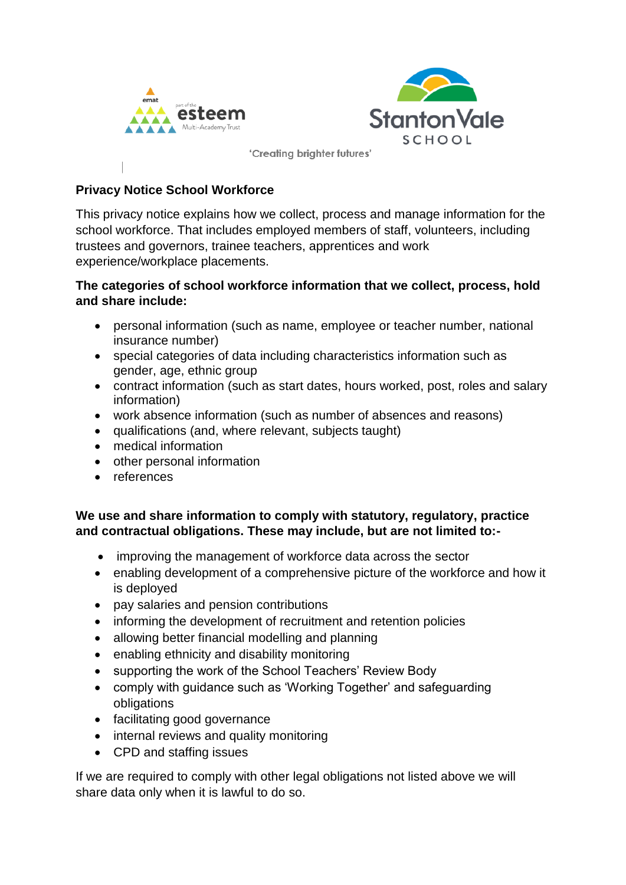'Creating brighter futures'

**Privacy Notice School Workforce**

This privacy notice explains how we collect, process and manage information for the school workforce. That includes employed members of staff, volunteers, including trustees and governors, trainee teachers, apprentices and work experience/workplace placements.

**The categories of school workforce information that we collect, process, hold and share include:**

- personal information (such as name, employee or teacher number, national insurance number)
- special categories of data including characteristics information such as gender, age, ethnic group
- contract information (such as start dates, hours worked, post, roles and salary information)
- work absence information (such as number of absences and reasons)
- qualifications (and, where relevant, subjects taught)
- medical information
- other personal information
- references

**We use and share information to comply with statutory, regulatory, practice and contractual obligations. These may include, but are not limited to:-**

- improving the management of workforce data across the sector
- enabling development of a comprehensive picture of the workforce and how it is deployed
- pay salaries and pension contributions
- informing the development of recruitment and retention policies
- allowing better financial modelling and planning
- enabling ethnicity and disability monitoring
- supporting the work of the School Teachers' Review Body
- comply with guidance such as 'Working Together' and safeguarding obligations
- facilitating good governance
- internal reviews and quality monitoring
- CPD and staffing issues

If we are required to comply with other legal obligations not listed above we will share data only when it is lawful to do so.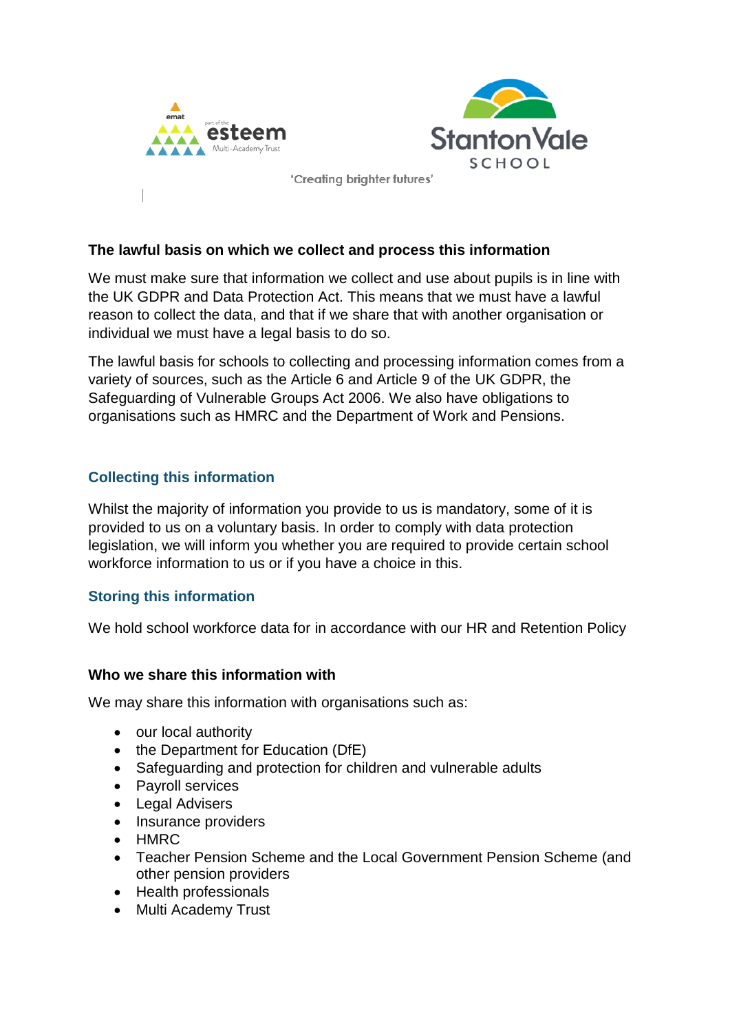'Creating brighter futures'

### The lawful basis on which we collect and process this information

We must make sure that information we collect and use about pupils is in line with the UK GDPR and Data Protection Act. This means that we must have a lawful reason to collect the data, and that if we share that with another organisation or individual we must have a legal basis to do so.

The lawful basis for schools to collecting and processing information comes from a variety of sources, such as the Article 6 and Article 9 of the UK GDPR, the Safeguarding of Vulnerable Groups Act 2006. We also have obligations to organisations such as HMRC and the Department of Work and Pensions.

## Collecting this information

Whilst the majority of information you provide to us is mandatory, some of it is provided to us on a voluntary basis. In order to comply with data protection legislation, we will inform you whether you are required to provide certain school workforce information to us or if you have a choice in this.

## Storing this information

We hold school workforce data for in accordance with our HR and Retention Policy

### Who we share this information with

We may share this information with organisations such as:

- our local authority
- the Department for Education (DfE)
- Safeguarding and protection for children and vulnerable adults
- Payroll services
- Legal Advisers
- Insurance providers
- HMRC
- Teacher Pension Scheme and the Local Government Pension Scheme (and other pension providers
- Health professionals
- Multi Academy Trust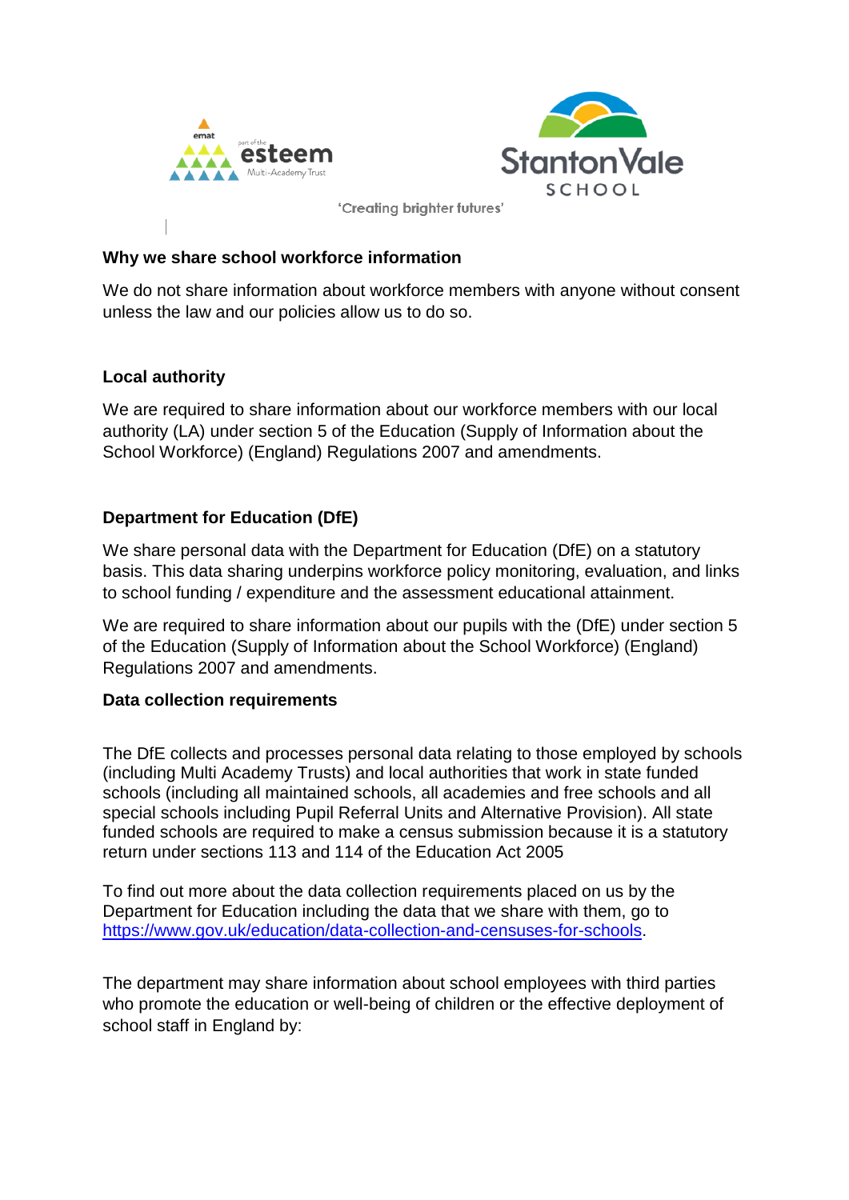### Why we share school workforce information

We do not share information about workforce members with anyone without consent unless the law and our policies allow us to do so.

### Local authority

We are required to share information about our workforce members with our local authority (LA) under section 5 of the Education (Supply of Information about the School Workforce) (England) Regulations 2007 and amendments.

### Department for Education (DfE)

We share personal data with the Department for Education (DfE) on a statutory basis. This data sharing underpins workforce policy monitoring, evaluation, and links to school funding / expenditure and the assessment educational attainment.

We are required to share information about our pupils with the (DfE) under section 5 of the Education (Supply of Information about the School Workforce) (England) Regulations 2007 and amendments.

### Data collection requirements

The DfE collects and processes personal data relating to those employed by schools (including Multi Academy Trusts) and local authorities that work in state funded schools (including all maintained schools, all academies and free schools and all special schools including Pupil Referral Units and Alternative Provision). All state funded schools are required to make a census submission because it is a statutory return under sections 113 and 114 of the Education Act 2005

To find out more about the data collection requirements placed on us by the Department for Education including the data that we share with them, go to [https://www.gov.uk/education/data-collection-and-censuses-for-schools](https://www.gov.uk/education/data-collection-and-censuses-for-schools).

The department may share information about school employees with third parties who promote the education or well-being of children or the effective deployment of school staff in England by: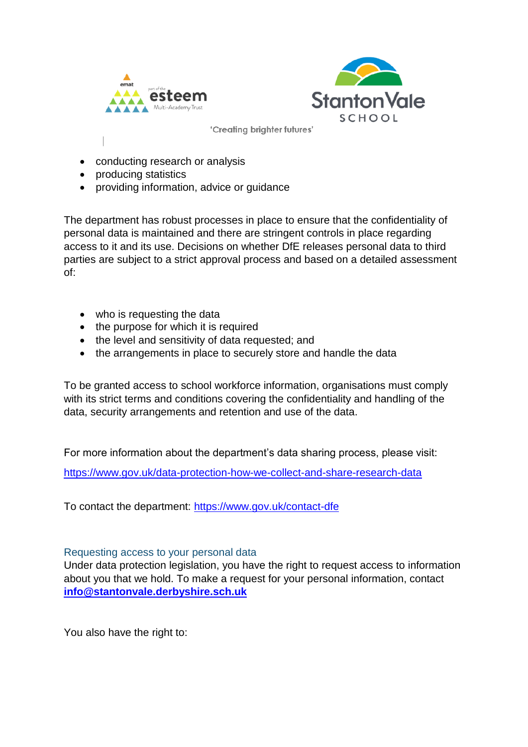- conducting research or analysis
- producing statistics
- providing information, advice or guidance

The department has robust processes in place to ensure that the confidentiality of personal data is maintained and there are stringent controls in place regarding access to it and its use. Decisions on whether DfE releases personal data to third parties are subject to a strict approval process and based on a detailed assessment of:

- who is requesting the data
- the purpose for which it is required
- the level and sensitivity of data requested; and
- the arrangements in place to securely store and handle the data

To be granted access to school workforce information, organisations must comply with its strict terms and conditions covering the confidentiality and handling of the data, security arrangements and retention and use of the data.

For more information about the department's data sharing process, please visit:

https://www.gov.uk/data-protection-how-we-collect-and-share-research-data

To contact the department: https://www.gov.uk/contact-dfe

### Requesting access to your personal data

Under data protection legislation, you have the right to request access to information about you that we hold. To make a request for your personal information, contact **info@stantonvale.derbyshire.sch.uk**

You also have the right to: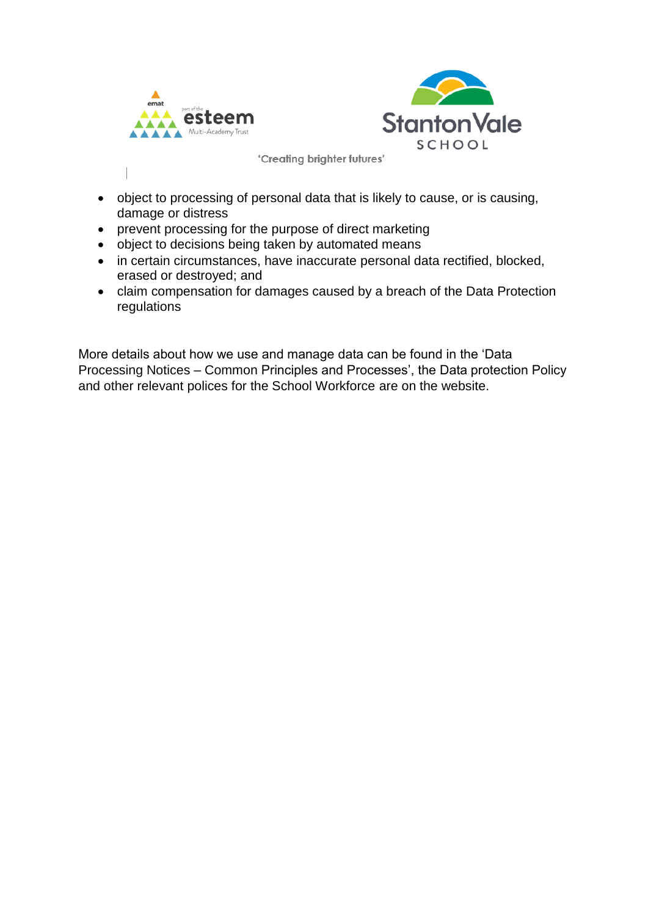- object to processing of personal data that is likely to cause, or is causing, damage or distress
- prevent processing for the purpose of direct marketing
- object to decisions being taken by automated means
- in certain circumstances, have inaccurate personal data rectified, blocked, erased or destroyed; and
- claim compensation for damages caused by a breach of the Data Protection regulations

More details about how we use and manage data can be found in the 'Data Processing Notices – Common Principles and Processes', the Data protection Policy and other relevant polices for the School Workforce are on the website.